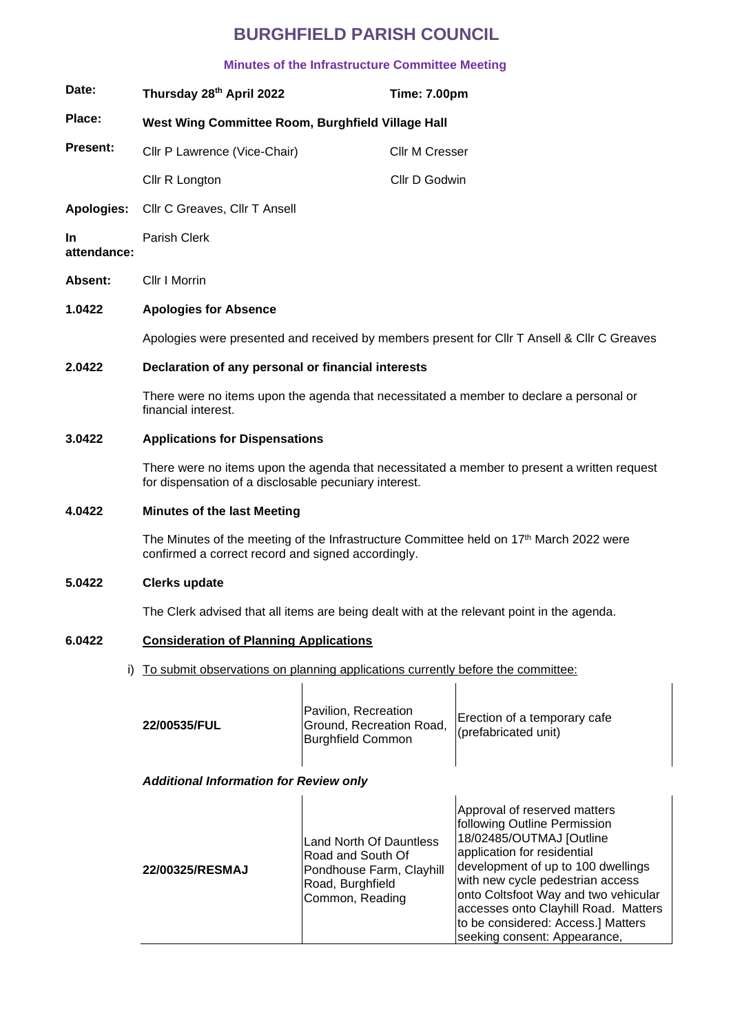# BURGHFIELD PARISH COUNCIL

### Minutes of the Infrastructure Committee Meeting

| | | |
|---|---|---|
| **Date:** | **Thursday 28th April 2022** | **Time: 7.00pm** |
| **Place:** | **West Wing Committee Room, Burghfield Village Hall** | |
| **Present:** | Cllr P Lawrence (Vice-Chair) | Cllr M Cresser |
| | Cllr R Longton | Cllr D Godwin |
| **Apologies:** | Cllr C Greaves, Cllr T Ansell | |
| **In attendance:** | Parish Clerk | |
| **Absent:** | Cllr I Morrin | |

**1.0422 Apologies for Absence**

Apologies were presented and received by members present for Cllr T Ansell & Cllr C Greaves

**2.0422 Declaration of any personal or financial interests**

There were no items upon the agenda that necessitated a member to declare a personal or financial interest.

**3.0422 Applications for Dispensations**

There were no items upon the agenda that necessitated a member to present a written request for dispensation of a disclosable pecuniary interest.

**4.0422 Minutes of the last Meeting**

The Minutes of the meeting of the Infrastructure Committee held on 17th March 2022 were confirmed a correct record and signed accordingly.

**5.0422 Clerks update**

The Clerk advised that all items are being dealt with at the relevant point in the agenda.

**6.0422 Consideration of Planning Applications**

i) To submit observations on planning applications currently before the committee:

| | | |
|---|---|---|
| **22/00535/FUL** | Pavilion, Recreation Ground, Recreation Road, Burghfield Common | Erection of a temporary cafe (prefabricated unit) |

***Additional Information for Review only***

| | | |
|---|---|---|
| **22/00325/RESMAJ** | Land North Of Dauntless Road and South Of Pondhouse Farm, Clayhill Road, Burghfield Common, Reading | Approval of reserved matters following Outline Permission 18/02485/OUTMAJ [Outline application for residential development of up to 100 dwellings with new cycle pedestrian access onto Coltsfoot Way and two vehicular accesses onto Clayhill Road. Matters to be considered: Access.] Matters seeking consent: Appearance, |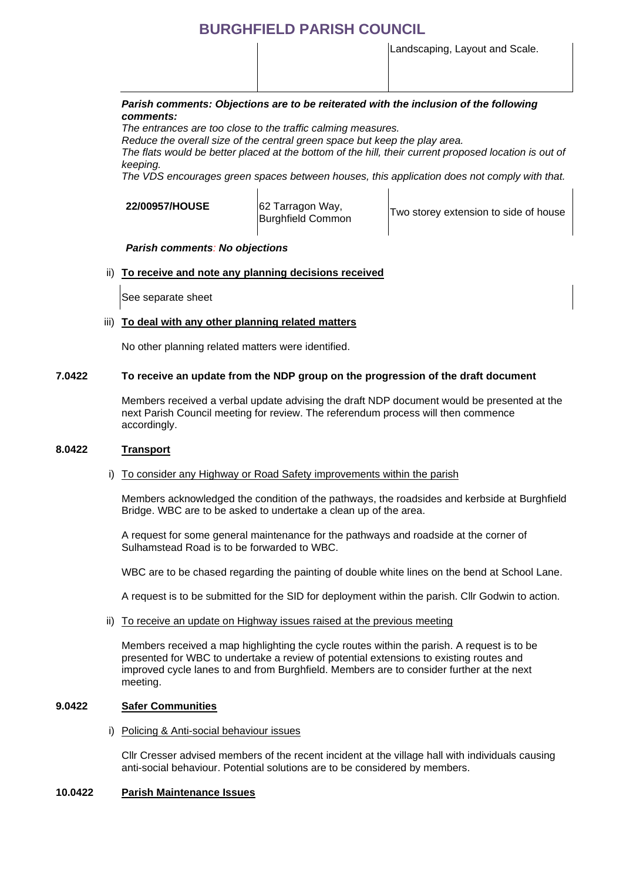| | | Landscaping, Layout and Scale. |
|---|---|---|

***Parish comments: Objections are to be reiterated with the inclusion of the following comments:***

*The entrances are too close to the traffic calming measures.*
*Reduce the overall size of the central green space but keep the play area.*
*The flats would be better placed at the bottom of the hill, their current proposed location is out of keeping.*
*The VDS encourages green spaces between houses, this application does not comply with that.*

| **22/00957/HOUSE** | 62 Tarragon Way, Burghfield Common | Two storey extension to side of house |
|---|---|---|

***Parish comments: No objections***

ii) **To receive and note any planning decisions received**

See separate sheet

iii) **To deal with any other planning related matters**

No other planning related matters were identified.

**7.0422 To receive an update from the NDP group on the progression of the draft document**

Members received a verbal update advising the draft NDP document would be presented at the next Parish Council meeting for review. The referendum process will then commence accordingly.

**8.0422 Transport**

i) To consider any Highway or Road Safety improvements within the parish

Members acknowledged the condition of the pathways, the roadsides and kerbside at Burghfield Bridge. WBC are to be asked to undertake a clean up of the area.

A request for some general maintenance for the pathways and roadside at the corner of Sulhamstead Road is to be forwarded to WBC.

WBC are to be chased regarding the painting of double white lines on the bend at School Lane.

A request is to be submitted for the SID for deployment within the parish. Cllr Godwin to action.

ii) To receive an update on Highway issues raised at the previous meeting

Members received a map highlighting the cycle routes within the parish. A request is to be presented for WBC to undertake a review of potential extensions to existing routes and improved cycle lanes to and from Burghfield. Members are to consider further at the next meeting.

**9.0422 Safer Communities**

i) Policing & Anti-social behaviour issues

Cllr Cresser advised members of the recent incident at the village hall with individuals causing anti-social behaviour. Potential solutions are to be considered by members.

**10.0422 Parish Maintenance Issues**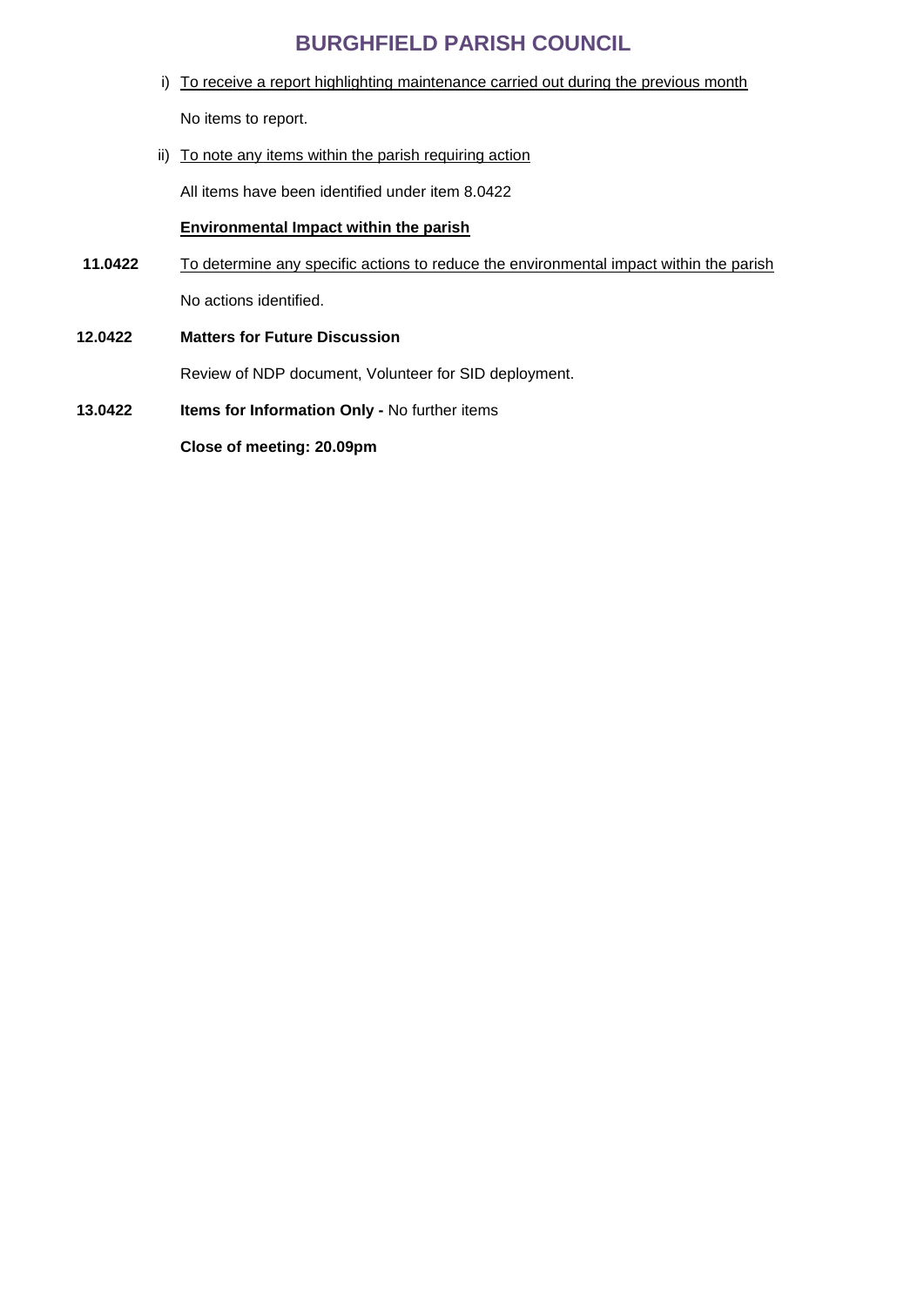i) To receive a report highlighting maintenance carried out during the previous month

No items to report.

ii) To note any items within the parish requiring action

All items have been identified under item 8.0422

**Environmental Impact within the parish**

**11.0422** To determine any specific actions to reduce the environmental impact within the parish

No actions identified.

**12.0422 Matters for Future Discussion**

Review of NDP document, Volunteer for SID deployment.

**13.0422 Items for Information Only -** No further items

**Close of meeting: 20.09pm**